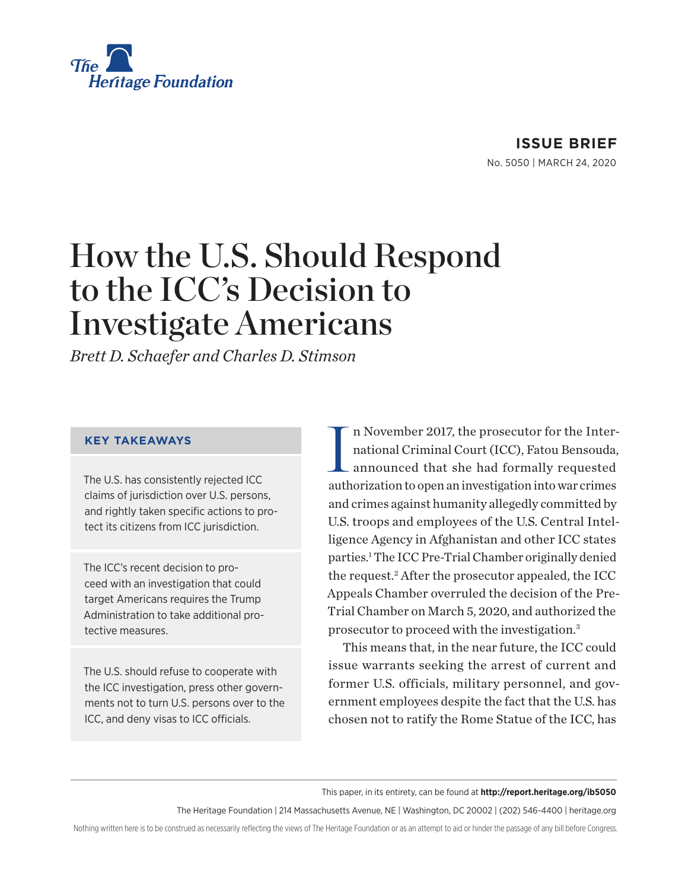The Heritage Foundation

**ISSUE BRIEF**

No. 5050 | MARCH 24, 2020

# How the U.S. Should Respond to the ICC's Decision to Investigate Americans

*Brett D. Schaefer and Charles D. Stimson*

### KEY TAKEAWAYS

The U.S. has consistently rejected ICC claims of jurisdiction over U.S. persons, and rightly taken specific actions to protect its citizens from ICC jurisdiction.

The ICC's recent decision to proceed with an investigation that could target Americans requires the Trump Administration to take additional protective measures.

The U.S. should refuse to cooperate with the ICC investigation, press other governments not to turn U.S. persons over to the ICC, and deny visas to ICC officials.

In November 2017, the prosecutor for the International Criminal Court (ICC), Fatou Bensouda, announced that she had formally requested authorization to open an investigation into war crimes and crimes against humanity allegedly committed by U.S. troops and employees of the U.S. Central Intelligence Agency in Afghanistan and other ICC states parties.[1] The ICC Pre-Trial Chamber originally denied the request.[2] After the prosecutor appealed, the ICC Appeals Chamber overruled the decision of the Pre-Trial Chamber on March 5, 2020, and authorized the prosecutor to proceed with the investigation.[3]

This means that, in the near future, the ICC could issue warrants seeking the arrest of current and former U.S. officials, military personnel, and government employees despite the fact that the U.S. has chosen not to ratify the Rome Statute of the ICC, has

This paper, in its entirety, can be found at **http://report.heritage.org/ib5050**

The Heritage Foundation | 214 Massachusetts Avenue, NE | Washington, DC 20002 | (202) 546-4400 | heritage.org

Nothing written here is to be construed as necessarily reflecting the views of The Heritage Foundation or as an attempt to aid or hinder the passage of any bill before Congress.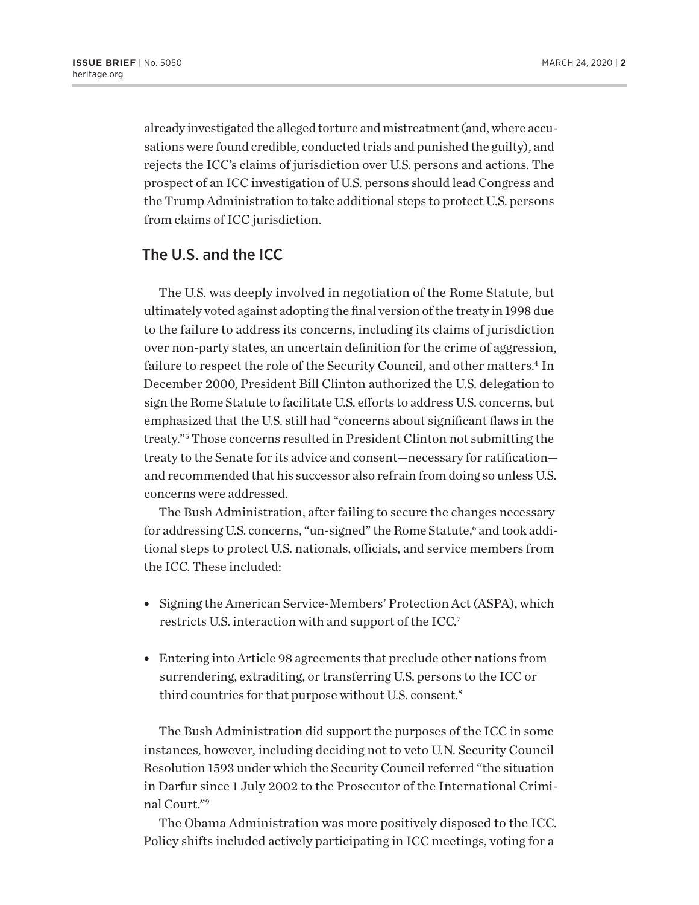already investigated the alleged torture and mistreatment (and, where accusations were found credible, conducted trials and punished the guilty), and rejects the ICC's claims of jurisdiction over U.S. persons and actions. The prospect of an ICC investigation of U.S. persons should lead Congress and the Trump Administration to take additional steps to protect U.S. persons from claims of ICC jurisdiction.

## The U.S. and the ICC

The U.S. was deeply involved in negotiation of the Rome Statute, but ultimately voted against adopting the final version of the treaty in 1998 due to the failure to address its concerns, including its claims of jurisdiction over non-party states, an uncertain definition for the crime of aggression, failure to respect the role of the Security Council, and other matters.[4] In December 2000, President Bill Clinton authorized the U.S. delegation to sign the Rome Statute to facilitate U.S. efforts to address U.S. concerns, but emphasized that the U.S. still had "concerns about significant flaws in the treaty."[5] Those concerns resulted in President Clinton not submitting the treaty to the Senate for its advice and consent—necessary for ratification—and recommended that his successor also refrain from doing so unless U.S. concerns were addressed.

The Bush Administration, after failing to secure the changes necessary for addressing U.S. concerns, "un-signed" the Rome Statute,[6] and took additional steps to protect U.S. nationals, officials, and service members from the ICC. These included:

- Signing the American Service-Members' Protection Act (ASPA), which restricts U.S. interaction with and support of the ICC.[7]
- Entering into Article 98 agreements that preclude other nations from surrendering, extraditing, or transferring U.S. persons to the ICC or third countries for that purpose without U.S. consent.[8]

The Bush Administration did support the purposes of the ICC in some instances, however, including deciding not to veto U.N. Security Council Resolution 1593 under which the Security Council referred "the situation in Darfur since 1 July 2002 to the Prosecutor of the International Criminal Court."[9]

The Obama Administration was more positively disposed to the ICC. Policy shifts included actively participating in ICC meetings, voting for a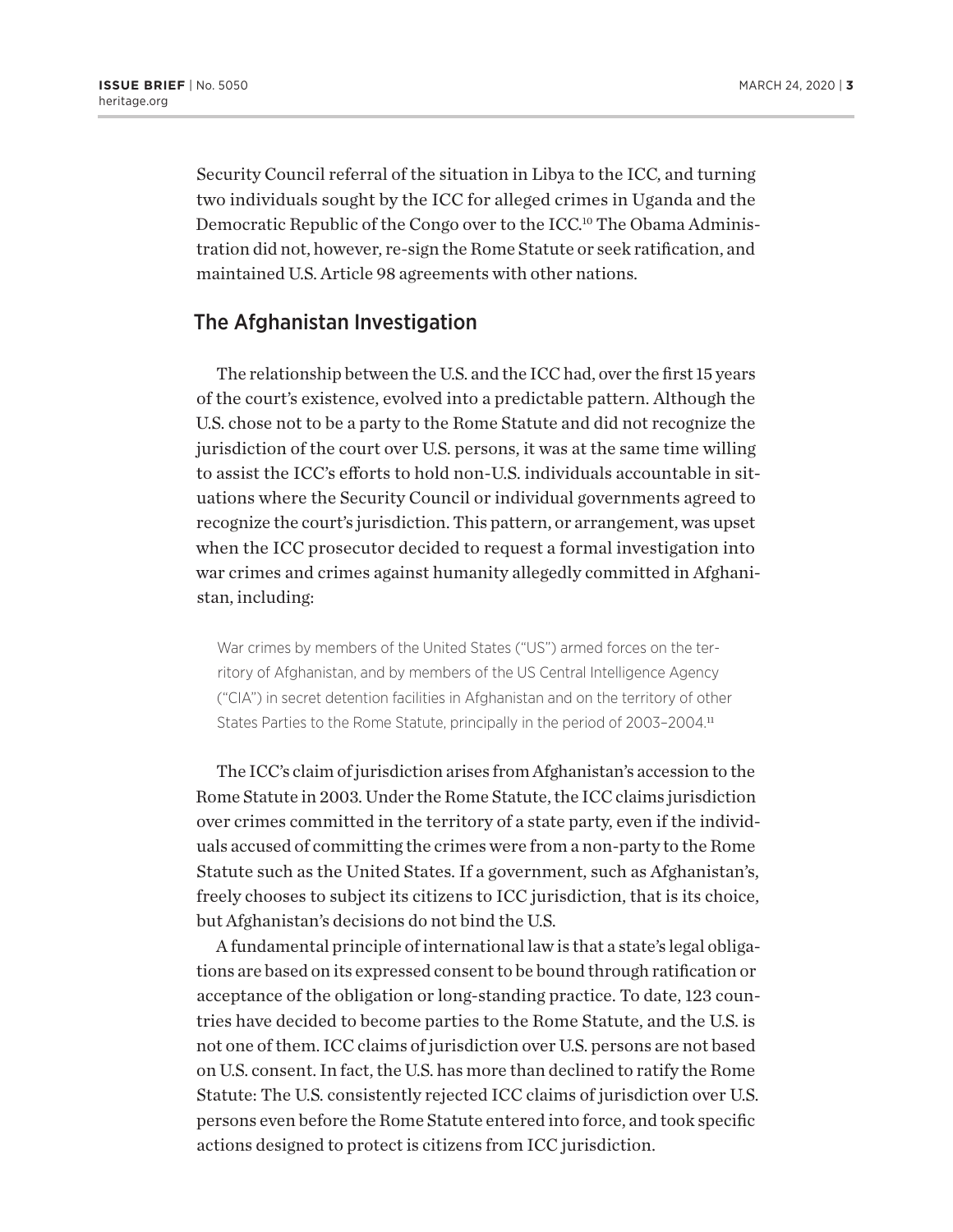Security Council referral of the situation in Libya to the ICC, and turning two individuals sought by the ICC for alleged crimes in Uganda and the Democratic Republic of the Congo over to the ICC.[10] The Obama Administration did not, however, re-sign the Rome Statute or seek ratification, and maintained U.S. Article 98 agreements with other nations.

## The Afghanistan Investigation

The relationship between the U.S. and the ICC had, over the first 15 years of the court's existence, evolved into a predictable pattern. Although the U.S. chose not to be a party to the Rome Statute and did not recognize the jurisdiction of the court over U.S. persons, it was at the same time willing to assist the ICC's efforts to hold non-U.S. individuals accountable in situations where the Security Council or individual governments agreed to recognize the court's jurisdiction. This pattern, or arrangement, was upset when the ICC prosecutor decided to request a formal investigation into war crimes and crimes against humanity allegedly committed in Afghanistan, including:

> War crimes by members of the United States ("US") armed forces on the territory of Afghanistan, and by members of the US Central Intelligence Agency ("CIA") in secret detention facilities in Afghanistan and on the territory of other States Parties to the Rome Statute, principally in the period of 2003–2004.[11]

The ICC's claim of jurisdiction arises from Afghanistan's accession to the Rome Statute in 2003. Under the Rome Statute, the ICC claims jurisdiction over crimes committed in the territory of a state party, even if the individuals accused of committing the crimes were from a non-party to the Rome Statute such as the United States. If a government, such as Afghanistan's, freely chooses to subject its citizens to ICC jurisdiction, that is its choice, but Afghanistan's decisions do not bind the U.S.

A fundamental principle of international law is that a state's legal obligations are based on its expressed consent to be bound through ratification or acceptance of the obligation or long-standing practice. To date, 123 countries have decided to become parties to the Rome Statute, and the U.S. is not one of them. ICC claims of jurisdiction over U.S. persons are not based on U.S. consent. In fact, the U.S. has more than declined to ratify the Rome Statute: The U.S. consistently rejected ICC claims of jurisdiction over U.S. persons even before the Rome Statute entered into force, and took specific actions designed to protect is citizens from ICC jurisdiction.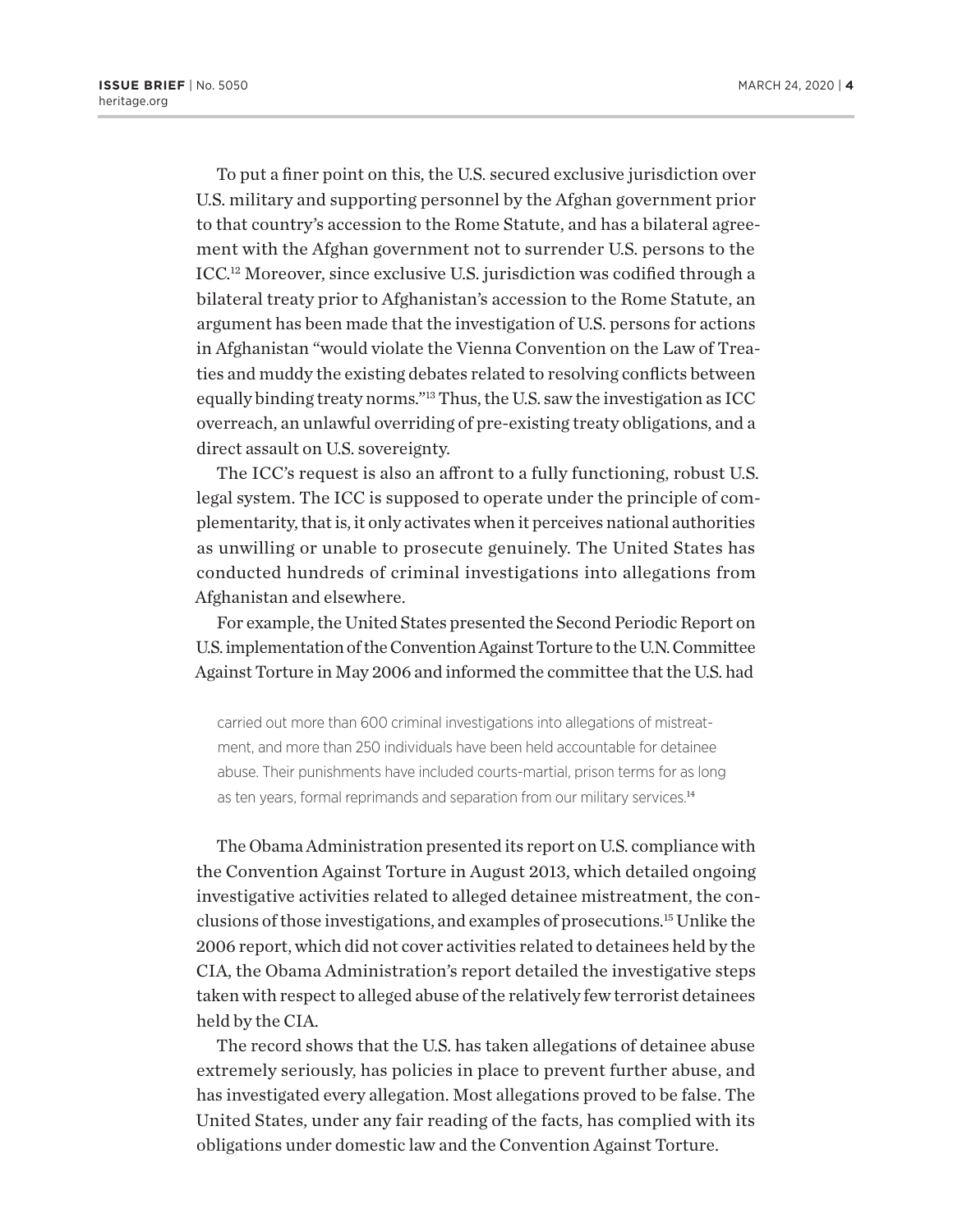To put a finer point on this, the U.S. secured exclusive jurisdiction over U.S. military and supporting personnel by the Afghan government prior to that country's accession to the Rome Statute, and has a bilateral agreement with the Afghan government not to surrender U.S. persons to the ICC.[12] Moreover, since exclusive U.S. jurisdiction was codified through a bilateral treaty prior to Afghanistan's accession to the Rome Statute, an argument has been made that the investigation of U.S. persons for actions in Afghanistan "would violate the Vienna Convention on the Law of Treaties and muddy the existing debates related to resolving conflicts between equally binding treaty norms."[13] Thus, the U.S. saw the investigation as ICC overreach, an unlawful overriding of pre-existing treaty obligations, and a direct assault on U.S. sovereignty.

The ICC's request is also an affront to a fully functioning, robust U.S. legal system. The ICC is supposed to operate under the principle of complementarity, that is, it only activates when it perceives national authorities as unwilling or unable to prosecute genuinely. The United States has conducted hundreds of criminal investigations into allegations from Afghanistan and elsewhere.

For example, the United States presented the Second Periodic Report on U.S. implementation of the Convention Against Torture to the U.N. Committee Against Torture in May 2006 and informed the committee that the U.S. had

> carried out more than 600 criminal investigations into allegations of mistreatment, and more than 250 individuals have been held accountable for detainee abuse. Their punishments have included courts-martial, prison terms for as long as ten years, formal reprimands and separation from our military services.[14]

The Obama Administration presented its report on U.S. compliance with the Convention Against Torture in August 2013, which detailed ongoing investigative activities related to alleged detainee mistreatment, the conclusions of those investigations, and examples of prosecutions.[15] Unlike the 2006 report, which did not cover activities related to detainees held by the CIA, the Obama Administration's report detailed the investigative steps taken with respect to alleged abuse of the relatively few terrorist detainees held by the CIA.

The record shows that the U.S. has taken allegations of detainee abuse extremely seriously, has policies in place to prevent further abuse, and has investigated every allegation. Most allegations proved to be false. The United States, under any fair reading of the facts, has complied with its obligations under domestic law and the Convention Against Torture.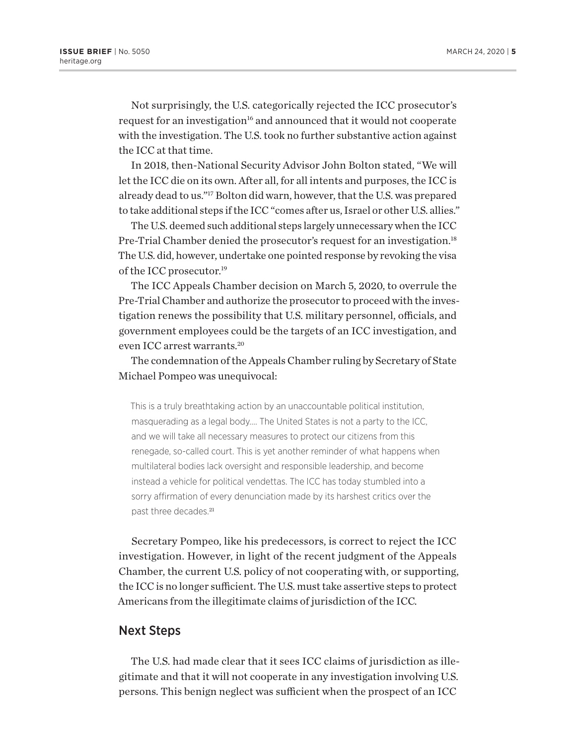Not surprisingly, the U.S. categorically rejected the ICC prosecutor's request for an investigation[16] and announced that it would not cooperate with the investigation. The U.S. took no further substantive action against the ICC at that time.

In 2018, then-National Security Advisor John Bolton stated, "We will let the ICC die on its own. After all, for all intents and purposes, the ICC is already dead to us."[17] Bolton did warn, however, that the U.S. was prepared to take additional steps if the ICC "comes after us, Israel or other U.S. allies."

The U.S. deemed such additional steps largely unnecessary when the ICC Pre-Trial Chamber denied the prosecutor's request for an investigation.[18] The U.S. did, however, undertake one pointed response by revoking the visa of the ICC prosecutor.[19]

The ICC Appeals Chamber decision on March 5, 2020, to overrule the Pre-Trial Chamber and authorize the prosecutor to proceed with the investigation renews the possibility that U.S. military personnel, officials, and government employees could be the targets of an ICC investigation, and even ICC arrest warrants.[20]

The condemnation of the Appeals Chamber ruling by Secretary of State Michael Pompeo was unequivocal:

> This is a truly breathtaking action by an unaccountable political institution, masquerading as a legal body.... The United States is not a party to the ICC, and we will take all necessary measures to protect our citizens from this renegade, so-called court. This is yet another reminder of what happens when multilateral bodies lack oversight and responsible leadership, and become instead a vehicle for political vendettas. The ICC has today stumbled into a sorry affirmation of every denunciation made by its harshest critics over the past three decades.[21]

Secretary Pompeo, like his predecessors, is correct to reject the ICC investigation. However, in light of the recent judgment of the Appeals Chamber, the current U.S. policy of not cooperating with, or supporting, the ICC is no longer sufficient. The U.S. must take assertive steps to protect Americans from the illegitimate claims of jurisdiction of the ICC.

## Next Steps

The U.S. had made clear that it sees ICC claims of jurisdiction as illegitimate and that it will not cooperate in any investigation involving U.S. persons. This benign neglect was sufficient when the prospect of an ICC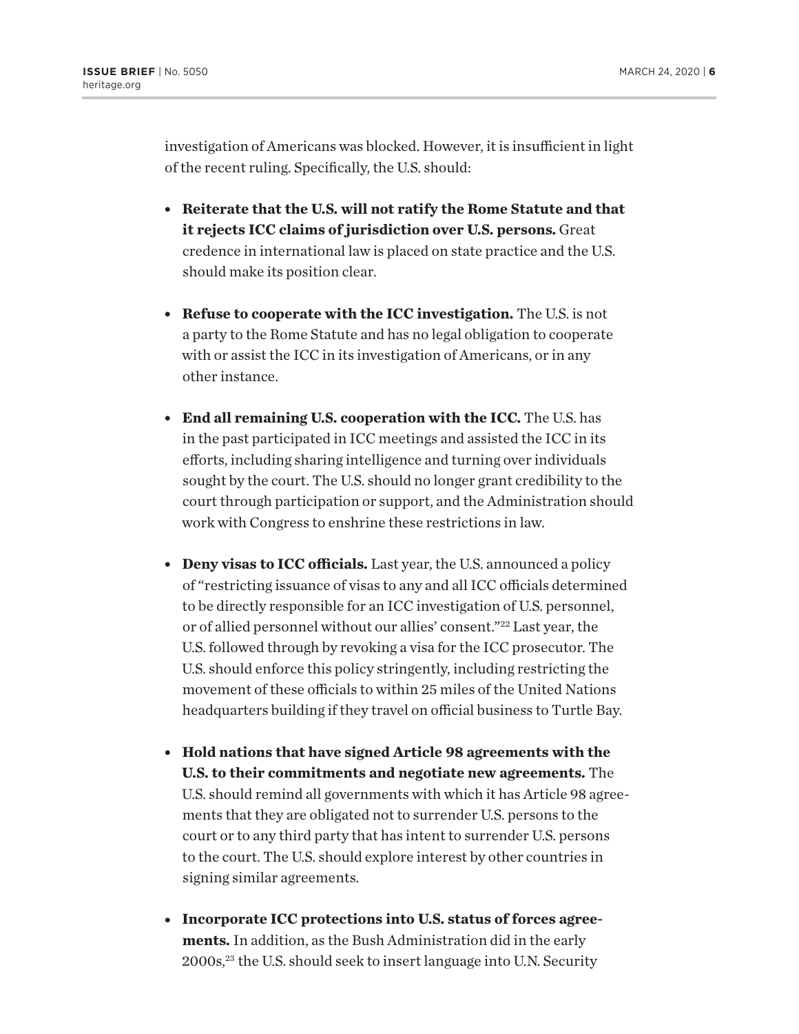investigation of Americans was blocked. However, it is insufficient in light of the recent ruling. Specifically, the U.S. should:

- **Reiterate that the U.S. will not ratify the Rome Statute and that it rejects ICC claims of jurisdiction over U.S. persons.** Great credence in international law is placed on state practice and the U.S. should make its position clear.

- **Refuse to cooperate with the ICC investigation.** The U.S. is not a party to the Rome Statute and has no legal obligation to cooperate with or assist the ICC in its investigation of Americans, or in any other instance.

- **End all remaining U.S. cooperation with the ICC.** The U.S. has in the past participated in ICC meetings and assisted the ICC in its efforts, including sharing intelligence and turning over individuals sought by the court. The U.S. should no longer grant credibility to the court through participation or support, and the Administration should work with Congress to enshrine these restrictions in law.

- **Deny visas to ICC officials.** Last year, the U.S. announced a policy of "restricting issuance of visas to any and all ICC officials determined to be directly responsible for an ICC investigation of U.S. personnel, or of allied personnel without our allies' consent."[22] Last year, the U.S. followed through by revoking a visa for the ICC prosecutor. The U.S. should enforce this policy stringently, including restricting the movement of these officials to within 25 miles of the United Nations headquarters building if they travel on official business to Turtle Bay.

- **Hold nations that have signed Article 98 agreements with the U.S. to their commitments and negotiate new agreements.** The U.S. should remind all governments with which it has Article 98 agreements that they are obligated not to surrender U.S. persons to the court or to any third party that has intent to surrender U.S. persons to the court. The U.S. should explore interest by other countries in signing similar agreements.

- **Incorporate ICC protections into U.S. status of forces agreements.** In addition, as the Bush Administration did in the early 2000s,[23] the U.S. should seek to insert language into U.N. Security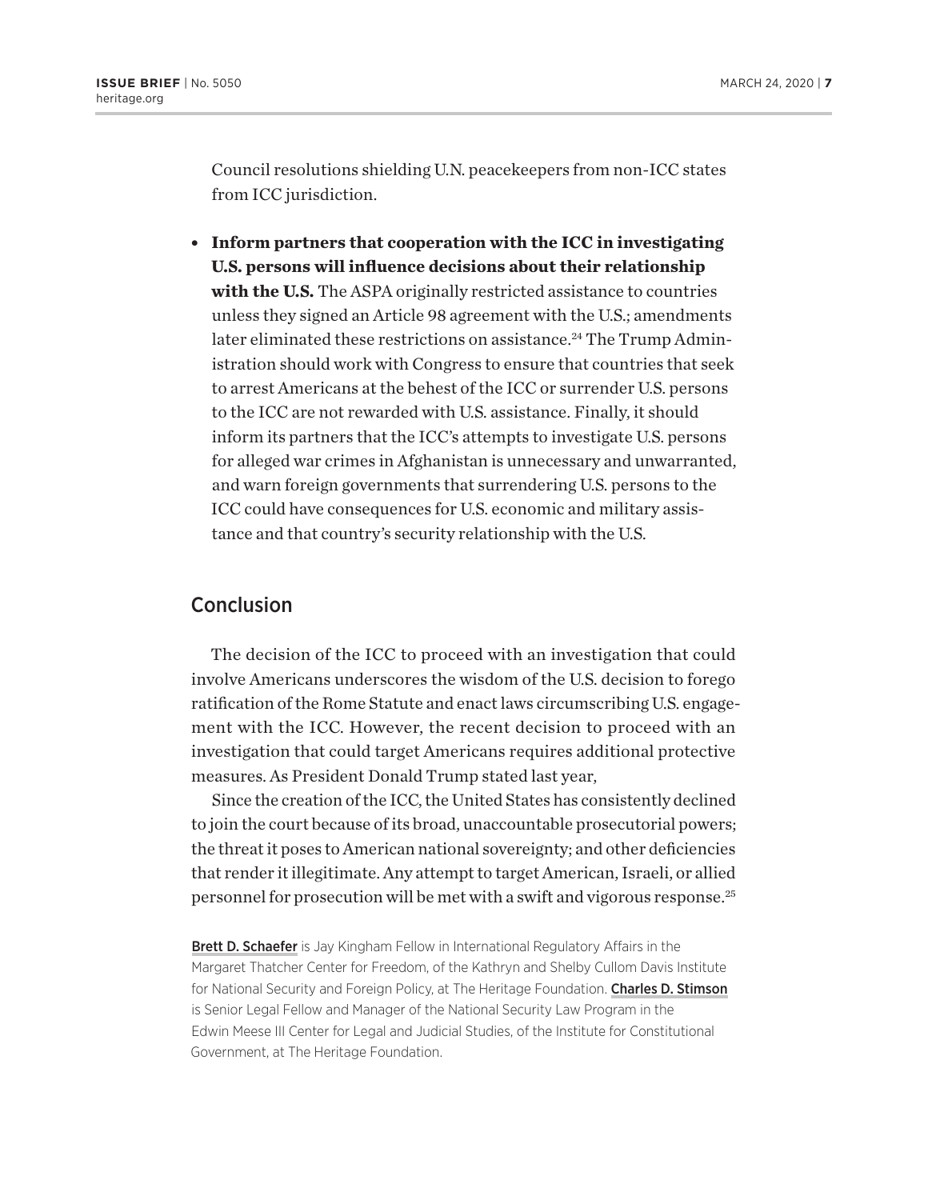Council resolutions shielding U.N. peacekeepers from non-ICC states from ICC jurisdiction.

- **Inform partners that cooperation with the ICC in investigating U.S. persons will influence decisions about their relationship with the U.S.** The ASPA originally restricted assistance to countries unless they signed an Article 98 agreement with the U.S.; amendments later eliminated these restrictions on assistance.[24] The Trump Administration should work with Congress to ensure that countries that seek to arrest Americans at the behest of the ICC or surrender U.S. persons to the ICC are not rewarded with U.S. assistance. Finally, it should inform its partners that the ICC's attempts to investigate U.S. persons for alleged war crimes in Afghanistan is unnecessary and unwarranted, and warn foreign governments that surrendering U.S. persons to the ICC could have consequences for U.S. economic and military assistance and that country's security relationship with the U.S.

## Conclusion

The decision of the ICC to proceed with an investigation that could involve Americans underscores the wisdom of the U.S. decision to forego ratification of the Rome Statute and enact laws circumscribing U.S. engagement with the ICC. However, the recent decision to proceed with an investigation that could target Americans requires additional protective measures. As President Donald Trump stated last year,

Since the creation of the ICC, the United States has consistently declined to join the court because of its broad, unaccountable prosecutorial powers; the threat it poses to American national sovereignty; and other deficiencies that render it illegitimate. Any attempt to target American, Israeli, or allied personnel for prosecution will be met with a swift and vigorous response.[25]

**Brett D. Schaefer** is Jay Kingham Fellow in International Regulatory Affairs in the Margaret Thatcher Center for Freedom, of the Kathryn and Shelby Cullom Davis Institute for National Security and Foreign Policy, at The Heritage Foundation. **Charles D. Stimson** is Senior Legal Fellow and Manager of the National Security Law Program in the Edwin Meese III Center for Legal and Judicial Studies, of the Institute for Constitutional Government, at The Heritage Foundation.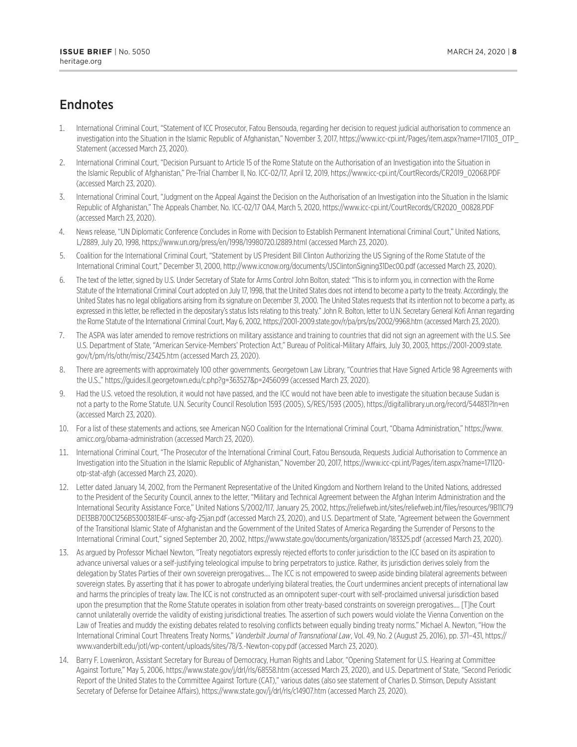## Endnotes

1. International Criminal Court, "Statement of ICC Prosecutor, Fatou Bensouda, regarding her decision to request judicial authorisation to commence an investigation into the Situation in the Islamic Republic of Afghanistan," November 3, 2017, https://www.icc-cpi.int/Pages/item.aspx?name=171103_OTP_Statement (accessed March 23, 2020).
2. International Criminal Court, "Decision Pursuant to Article 15 of the Rome Statute on the Authorisation of an Investigation into the Situation in the Islamic Republic of Afghanistan," Pre-Trial Chamber II, No. ICC-02/17, April 12, 2019, https://www.icc-cpi.int/CourtRecords/CR2019_02068.PDF (accessed March 23, 2020).
3. International Criminal Court, "Judgment on the Appeal Against the Decision on the Authorisation of an Investigation into the Situation in the Islamic Republic of Afghanistan," The Appeals Chamber, No. ICC-02/17 OA4, March 5, 2020, https://www.icc-cpi.int/CourtRecords/CR2020_00828.PDF (accessed March 23, 2020).
4. News release, "UN Diplomatic Conference Concludes in Rome with Decision to Establish Permanent International Criminal Court," United Nations, L/2889, July 20, 1998, https://www.un.org/press/en/1998/19980720.l2889.html (accessed March 23, 2020).
5. Coalition for the International Criminal Court, "Statement by US President Bill Clinton Authorizing the US Signing of the Rome Statute of the International Criminal Court," December 31, 2000, http://www.iccnow.org/documents/USClintonSigning31Dec00.pdf (accessed March 23, 2020).
6. The text of the letter, signed by U.S. Under Secretary of State for Arms Control John Bolton, stated: "This is to inform you, in connection with the Rome Statute of the International Criminal Court adopted on July 17, 1998, that the United States does not intend to become a party to the treaty. Accordingly, the United States has no legal obligations arising from its signature on December 31, 2000. The United States requests that its intention not to become a party, as expressed in this letter, be reflected in the depositary's status lists relating to this treaty." John R. Bolton, letter to U.N. Secretary General Kofi Annan regarding the Rome Statute of the International Criminal Court, May 6, 2002, https://2001-2009.state.gov/r/pa/prs/ps/2002/9968.htm (accessed March 23, 2020).
7. The ASPA was later amended to remove restrictions on military assistance and training to countries that did not sign an agreement with the U.S. See U.S. Department of State, "American Service-Members' Protection Act," Bureau of Political-Military Affairs, July 30, 2003, https://2001-2009.state.gov/t/pm/rls/othr/misc/23425.htm (accessed March 23, 2020).
8. There are agreements with approximately 100 other governments. Georgetown Law Library, "Countries that Have Signed Article 98 Agreements with the U.S.," https://guides.ll.georgetown.edu/c.php?g=363527&p=2456099 (accessed March 23, 2020).
9. Had the U.S. vetoed the resolution, it would not have passed, and the ICC would not have been able to investigate the situation because Sudan is not a party to the Rome Statute. U.N. Security Council Resolution 1593 (2005), S/RES/1593 (2005), https://digitallibrary.un.org/record/544831?ln=en (accessed March 23, 2020).
10. For a list of these statements and actions, see American NGO Coalition for the International Criminal Court, "Obama Administration," https://www.amicc.org/obama-administration (accessed March 23, 2020).
11. International Criminal Court, "The Prosecutor of the International Criminal Court, Fatou Bensouda, Requests Judicial Authorisation to Commence an Investigation into the Situation in the Islamic Republic of Afghanistan," November 20, 2017, https://www.icc-cpi.int/Pages/item.aspx?name=171120-otp-stat-afgh (accessed March 23, 2020).
12. Letter dated January 14, 2002, from the Permanent Representative of the United Kingdom and Northern Ireland to the United Nations, addressed to the President of the Security Council, annex to the letter, "Military and Technical Agreement between the Afghan Interim Administration and the International Security Assistance Force," United Nations S/2002/117, January 25, 2002, https://reliefweb.int/sites/reliefweb.int/files/resources/9B11C79DE13BB700C1256B5300381E4F-unsc-afg-25jan.pdf (accessed March 23, 2020), and U.S. Department of State, "Agreement between the Government of the Transitional Islamic State of Afghanistan and the Government of the United States of America Regarding the Surrender of Persons to the International Criminal Court," signed September 20, 2002, https://www.state.gov/documents/organization/183325.pdf (accessed March 23, 2020).
13. As argued by Professor Michael Newton, "Treaty negotiators expressly rejected efforts to confer jurisdiction to the ICC based on its aspiration to advance universal values or a self-justifying teleological impulse to bring perpetrators to justice. Rather, its jurisdiction derives solely from the delegation by States Parties of their own sovereign prerogatives.... The ICC is not empowered to sweep aside binding bilateral agreements between sovereign states. By asserting that it has power to abrogate underlying bilateral treaties, the Court undermines ancient precepts of international law and harms the principles of treaty law. The ICC is not constructed as an omnipotent super-court with self-proclaimed universal jurisdiction based upon the presumption that the Rome Statute operates in isolation from other treaty-based constraints on sovereign prerogatives.... [T]he Court cannot unilaterally override the validity of existing jurisdictional treaties. The assertion of such powers would violate the Vienna Convention on the Law of Treaties and muddy the existing debates related to resolving conflicts between equally binding treaty norms." Michael A. Newton, "How the International Criminal Court Threatens Treaty Norms," *Vanderbilt Journal of Transnational Law*, Vol. 49, No. 2 (August 25, 2016), pp. 371–431, https://www.vanderbilt.edu/jotl/wp-content/uploads/sites/78/3.-Newton-copy.pdf (accessed March 23, 2020).
14. Barry F. Lowenkron, Assistant Secretary for Bureau of Democracy, Human Rights and Labor, "Opening Statement for U.S. Hearing at Committee Against Torture," May 5, 2006, https://www.state.gov/j/drl/rls/68558.htm (accessed March 23, 2020), and U.S. Department of State, "Second Periodic Report of the United States to the Committee Against Torture (CAT)," various dates (also see statement of Charles D. Stimson, Deputy Assistant Secretary of Defense for Detainee Affairs), https://www.state.gov/j/drl/rls/c14907.htm (accessed March 23, 2020).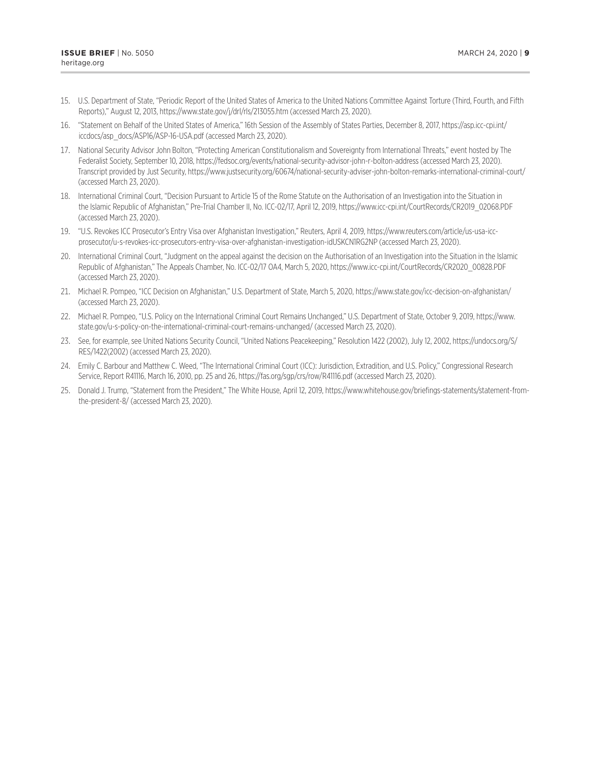15. U.S. Department of State, "Periodic Report of the United States of America to the United Nations Committee Against Torture (Third, Fourth, and Fifth Reports)," August 12, 2013, https://www.state.gov/j/drl/rls/213055.htm (accessed March 23, 2020).
16. "Statement on Behalf of the United States of America," 16th Session of the Assembly of States Parties, December 8, 2017, https://asp.icc-cpi.int/iccdocs/asp_docs/ASP16/ASP-16-USA.pdf (accessed March 23, 2020).
17. National Security Advisor John Bolton, "Protecting American Constitutionalism and Sovereignty from International Threats," event hosted by The Federalist Society, September 10, 2018, https://fedsoc.org/events/national-security-advisor-john-r-bolton-address (accessed March 23, 2020). Transcript provided by Just Security, https://www.justsecurity.org/60674/national-security-adviser-john-bolton-remarks-international-criminal-court/ (accessed March 23, 2020).
18. International Criminal Court, "Decision Pursuant to Article 15 of the Rome Statute on the Authorisation of an Investigation into the Situation in the Islamic Republic of Afghanistan," Pre-Trial Chamber II, No. ICC-02/17, April 12, 2019, https://www.icc-cpi.int/CourtRecords/CR2019_02068.PDF (accessed March 23, 2020).
19. "U.S. Revokes ICC Prosecutor's Entry Visa over Afghanistan Investigation," Reuters, April 4, 2019, https://www.reuters.com/article/us-usa-icc-prosecutor/u-s-revokes-icc-prosecutors-entry-visa-over-afghanistan-investigation-idUSKCN1RG2NP (accessed March 23, 2020).
20. International Criminal Court, "Judgment on the appeal against the decision on the Authorisation of an Investigation into the Situation in the Islamic Republic of Afghanistan," The Appeals Chamber, No. ICC-02/17 OA4, March 5, 2020, https://www.icc-cpi.int/CourtRecords/CR2020_00828.PDF (accessed March 23, 2020).
21. Michael R. Pompeo, "ICC Decision on Afghanistan," U.S. Department of State, March 5, 2020, https://www.state.gov/icc-decision-on-afghanistan/ (accessed March 23, 2020).
22. Michael R. Pompeo, "U.S. Policy on the International Criminal Court Remains Unchanged," U.S. Department of State, October 9, 2019, https://www.state.gov/u-s-policy-on-the-international-criminal-court-remains-unchanged/ (accessed March 23, 2020).
23. See, for example, see United Nations Security Council, "United Nations Peacekeeping," Resolution 1422 (2002), July 12, 2002, https://undocs.org/S/RES/1422(2002) (accessed March 23, 2020).
24. Emily C. Barbour and Matthew C. Weed, "The International Criminal Court (ICC): Jurisdiction, Extradition, and U.S. Policy," Congressional Research Service, Report R41116, March 16, 2010, pp. 25 and 26, https://fas.org/sgp/crs/row/R41116.pdf (accessed March 23, 2020).
25. Donald J. Trump, "Statement from the President," The White House, April 12, 2019, https://www.whitehouse.gov/briefings-statements/statement-from-the-president-8/ (accessed March 23, 2020).